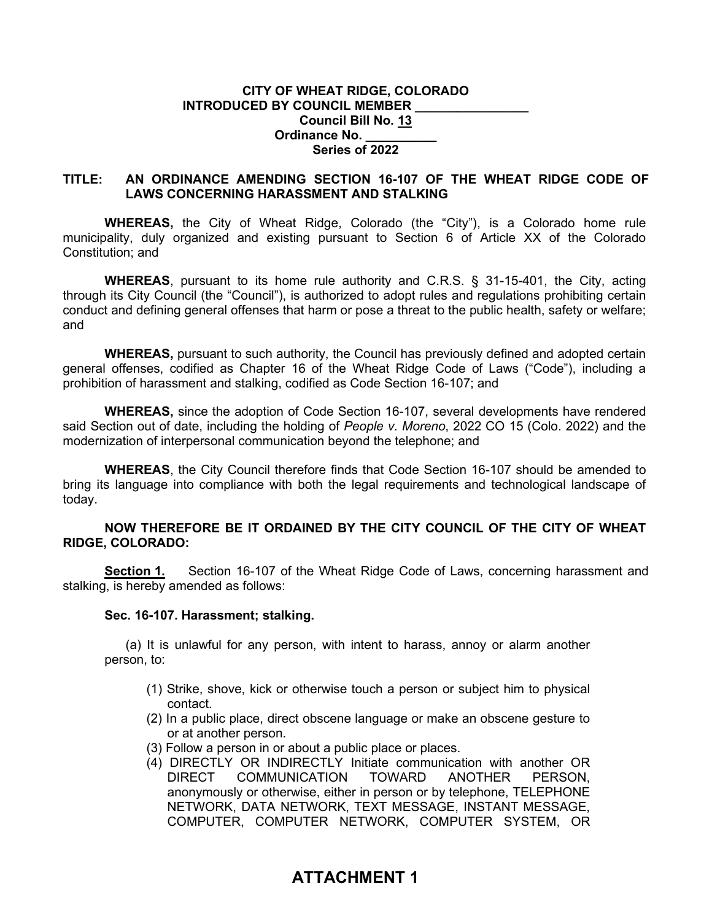**CITY OF WHEAT RIDGE, COLORADO**
**INTRODUCED BY COUNCIL MEMBER \_\_\_\_\_\_\_\_\_\_\_\_\_\_\_\_**
**Council Bill No. 13**
**Ordinance No. \_\_\_\_\_\_\_\_\_\_**
**Series of 2022**

**TITLE: AN ORDINANCE AMENDING SECTION 16-107 OF THE WHEAT RIDGE CODE OF LAWS CONCERNING HARASSMENT AND STALKING**

**WHEREAS,** the City of Wheat Ridge, Colorado (the "City"), is a Colorado home rule municipality, duly organized and existing pursuant to Section 6 of Article XX of the Colorado Constitution; and

**WHEREAS**, pursuant to its home rule authority and C.R.S. § 31-15-401, the City, acting through its City Council (the "Council"), is authorized to adopt rules and regulations prohibiting certain conduct and defining general offenses that harm or pose a threat to the public health, safety or welfare; and

**WHEREAS,** pursuant to such authority, the Council has previously defined and adopted certain general offenses, codified as Chapter 16 of the Wheat Ridge Code of Laws ("Code"), including a prohibition of harassment and stalking, codified as Code Section 16-107; and

**WHEREAS,** since the adoption of Code Section 16-107, several developments have rendered said Section out of date, including the holding of *People v. Moreno*, 2022 CO 15 (Colo. 2022) and the modernization of interpersonal communication beyond the telephone; and

**WHEREAS**, the City Council therefore finds that Code Section 16-107 should be amended to bring its language into compliance with both the legal requirements and technological landscape of today.

**NOW THEREFORE BE IT ORDAINED BY THE CITY COUNCIL OF THE CITY OF WHEAT RIDGE, COLORADO:**

**Section 1.** Section 16-107 of the Wheat Ridge Code of Laws, concerning harassment and stalking, is hereby amended as follows:

**Sec. 16-107. Harassment; stalking.**

(a) It is unlawful for any person, with intent to harass, annoy or alarm another person, to:

(1) Strike, shove, kick or otherwise touch a person or subject him to physical contact.
(2) In a public place, direct obscene language or make an obscene gesture to or at another person.
(3) Follow a person in or about a public place or places.
(4) DIRECTLY OR INDIRECTLY Initiate communication with another OR DIRECT COMMUNICATION TOWARD ANOTHER PERSON, anonymously or otherwise, either in person or by telephone, TELEPHONE NETWORK, DATA NETWORK, TEXT MESSAGE, INSTANT MESSAGE, COMPUTER, COMPUTER NETWORK, COMPUTER SYSTEM, OR

**ATTACHMENT 1**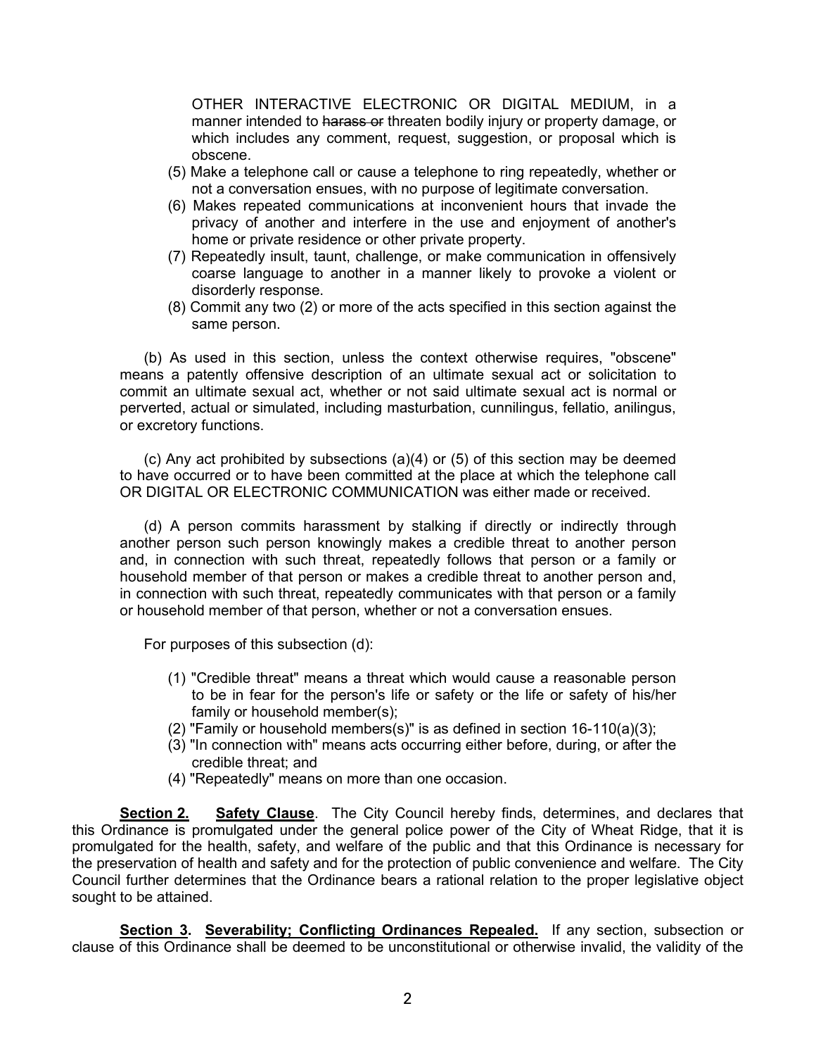OTHER INTERACTIVE ELECTRONIC OR DIGITAL MEDIUM, in a manner intended to ~~harass or~~ threaten bodily injury or property damage, or which includes any comment, request, suggestion, or proposal which is obscene.

(5) Make a telephone call or cause a telephone to ring repeatedly, whether or not a conversation ensues, with no purpose of legitimate conversation.

(6) Makes repeated communications at inconvenient hours that invade the privacy of another and interfere in the use and enjoyment of another's home or private residence or other private property.

(7) Repeatedly insult, taunt, challenge, or make communication in offensively coarse language to another in a manner likely to provoke a violent or disorderly response.

(8) Commit any two (2) or more of the acts specified in this section against the same person.

(b) As used in this section, unless the context otherwise requires, "obscene" means a patently offensive description of an ultimate sexual act or solicitation to commit an ultimate sexual act, whether or not said ultimate sexual act is normal or perverted, actual or simulated, including masturbation, cunnilingus, fellatio, anilingus, or excretory functions.

(c) Any act prohibited by subsections (a)(4) or (5) of this section may be deemed to have occurred or to have been committed at the place at which the telephone call OR DIGITAL OR ELECTRONIC COMMUNICATION was either made or received.

(d) A person commits harassment by stalking if directly or indirectly through another person such person knowingly makes a credible threat to another person and, in connection with such threat, repeatedly follows that person or a family or household member of that person or makes a credible threat to another person and, in connection with such threat, repeatedly communicates with that person or a family or household member of that person, whether or not a conversation ensues.

For purposes of this subsection (d):

(1) "Credible threat" means a threat which would cause a reasonable person to be in fear for the person's life or safety or the life or safety of his/her family or household member(s);

(2) "Family or household members(s)" is as defined in section 16-110(a)(3);

(3) "In connection with" means acts occurring either before, during, or after the credible threat; and

(4) "Repeatedly" means on more than one occasion.

**Section 2. Safety Clause**. The City Council hereby finds, determines, and declares that this Ordinance is promulgated under the general police power of the City of Wheat Ridge, that it is promulgated for the health, safety, and welfare of the public and that this Ordinance is necessary for the preservation of health and safety and for the protection of public convenience and welfare. The City Council further determines that the Ordinance bears a rational relation to the proper legislative object sought to be attained.

**Section 3. Severability; Conflicting Ordinances Repealed.** If any section, subsection or clause of this Ordinance shall be deemed to be unconstitutional or otherwise invalid, the validity of the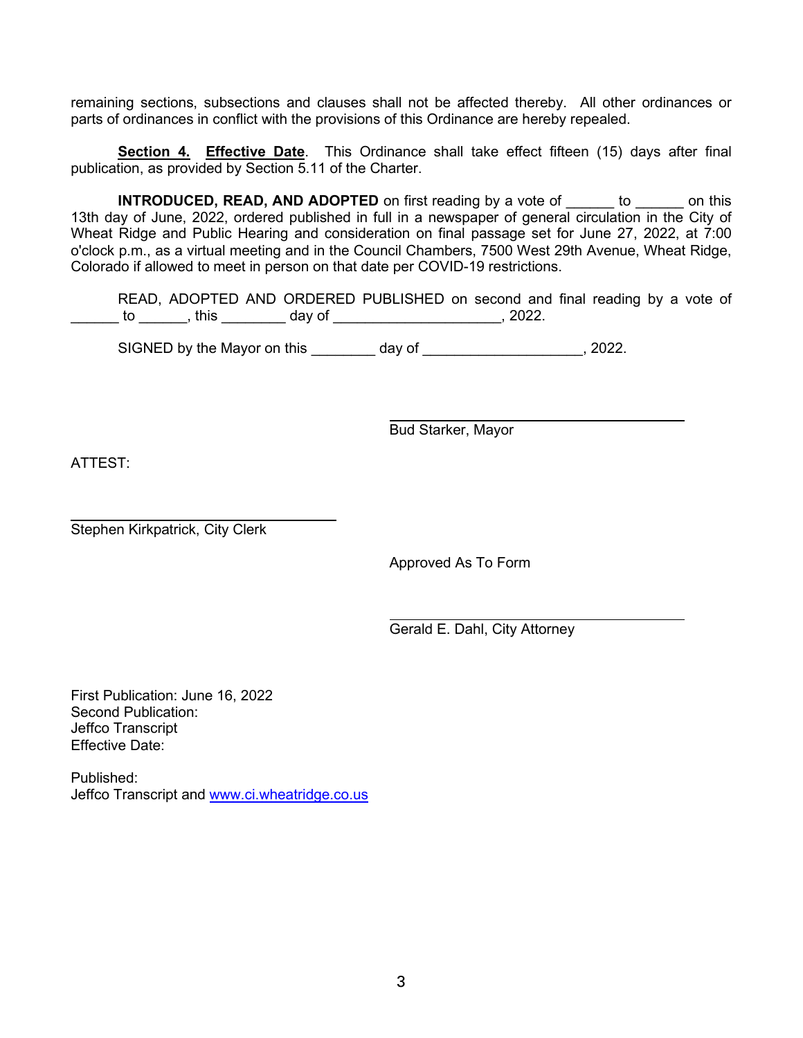remaining sections, subsections and clauses shall not be affected thereby. All other ordinances or parts of ordinances in conflict with the provisions of this Ordinance are hereby repealed.

**Section 4. Effective Date**. This Ordinance shall take effect fifteen (15) days after final publication, as provided by Section 5.11 of the Charter.

**INTRODUCED, READ, AND ADOPTED** on first reading by a vote of ______ to ______ on this 13th day of June, 2022, ordered published in full in a newspaper of general circulation in the City of Wheat Ridge and Public Hearing and consideration on final passage set for June 27, 2022, at 7:00 o'clock p.m., as a virtual meeting and in the Council Chambers, 7500 West 29th Avenue, Wheat Ridge, Colorado if allowed to meet in person on that date per COVID-19 restrictions.

READ, ADOPTED AND ORDERED PUBLISHED on second and final reading by a vote of ______ to ______, this ________ day of ____________________, 2022.

SIGNED by the Mayor on this ________ day of ____________________, 2022.

______________________________
Bud Starker, Mayor

ATTEST:

______________________________
Stephen Kirkpatrick, City Clerk

Approved As To Form

______________________________
Gerald E. Dahl, City Attorney

First Publication: June 16, 2022
Second Publication:
Jeffco Transcript
Effective Date:

Published:
Jeffco Transcript and www.ci.wheatridge.co.us